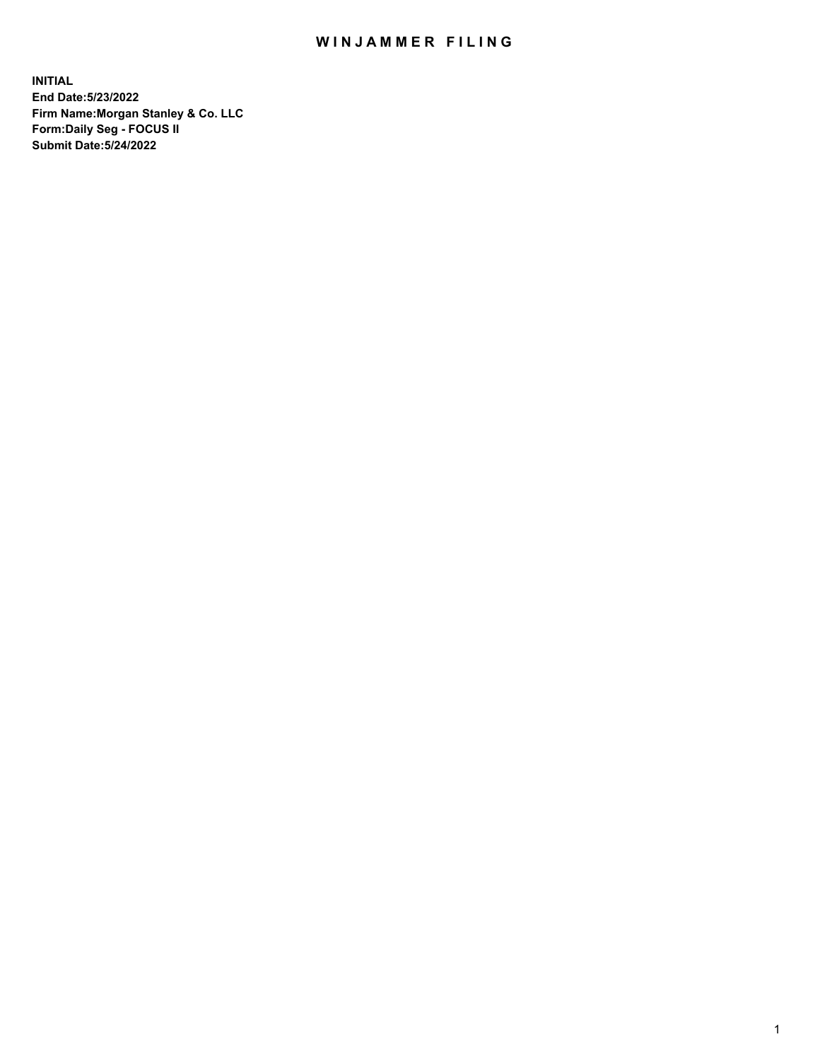# WINJAMMER FILING

**INITIAL**
**End Date:5/23/2022**
**Firm Name:Morgan Stanley & Co. LLC**
**Form:Daily Seg - FOCUS II**
**Submit Date:5/24/2022**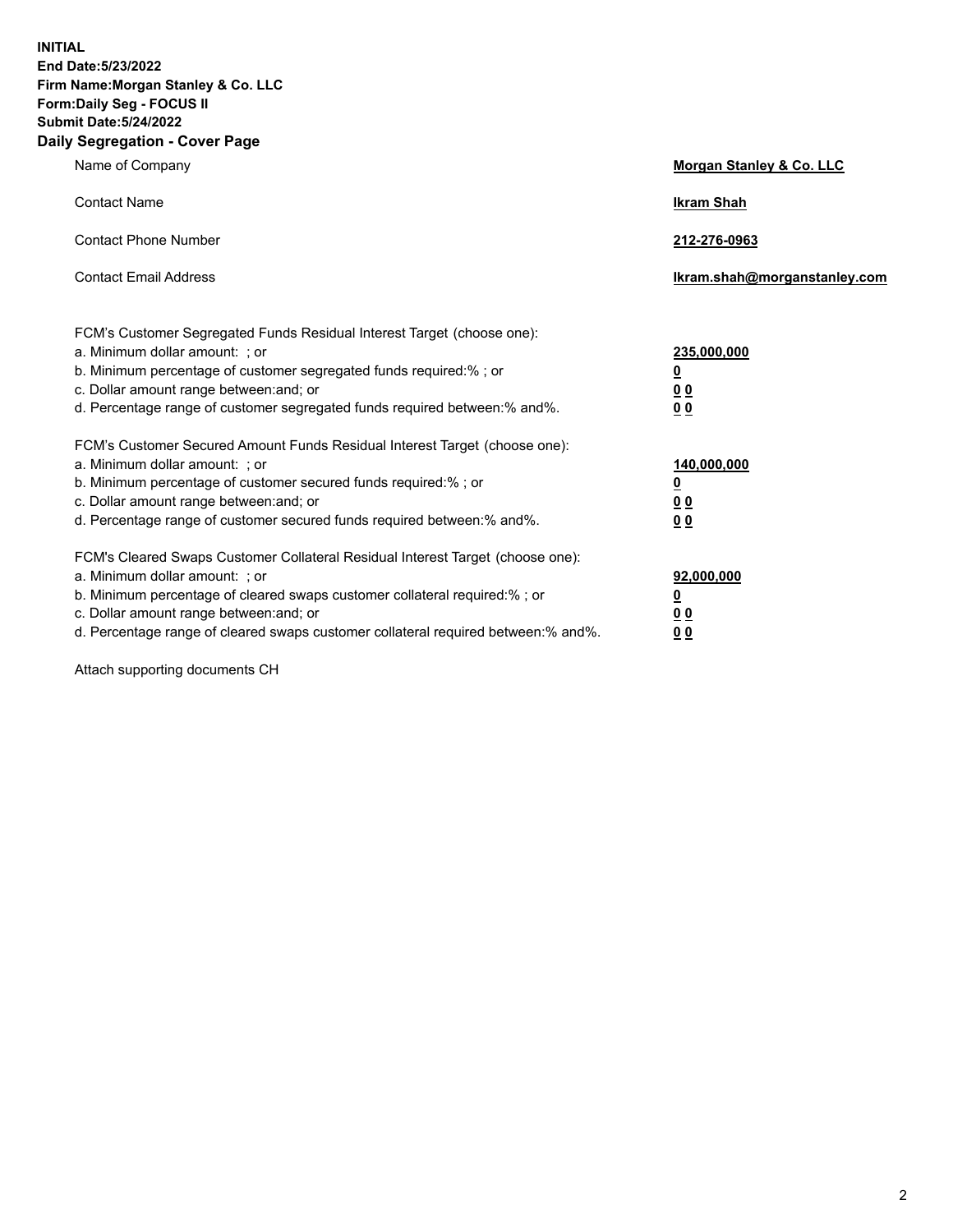**INITIAL**
**End Date:5/23/2022**
**Firm Name:Morgan Stanley & Co. LLC**
**Form:Daily Seg - FOCUS II**
**Submit Date:5/24/2022**

## Daily Segregation - Cover Page

| | |
|---|---|
| Name of Company | **Morgan Stanley & Co. LLC** |
| Contact Name | **Ikram Shah** |
| Contact Phone Number | **212-276-0963** |
| Contact Email Address | **Ikram.shah@morganstanley.com** |

| | |
|---|---|
| FCM's Customer Segregated Funds Residual Interest Target (choose one): | |
| a. Minimum dollar amount: ; or | **235,000,000** |
| b. Minimum percentage of customer segregated funds required:% ; or | **0** |
| c. Dollar amount range between:and; or | **0 0** |
| d. Percentage range of customer segregated funds required between:% and%. | **0 0** |
| FCM's Customer Secured Amount Funds Residual Interest Target (choose one): | |
| a. Minimum dollar amount: ; or | **140,000,000** |
| b. Minimum percentage of customer secured funds required:% ; or | **0** |
| c. Dollar amount range between:and; or | **0 0** |
| d. Percentage range of customer secured funds required between:% and%. | **0 0** |
| FCM's Cleared Swaps Customer Collateral Residual Interest Target (choose one): | |
| a. Minimum dollar amount: ; or | **92,000,000** |
| b. Minimum percentage of cleared swaps customer collateral required:% ; or | **0** |
| c. Dollar amount range between:and; or | **0 0** |
| d. Percentage range of cleared swaps customer collateral required between:% and%. | **0 0** |

Attach supporting documents CH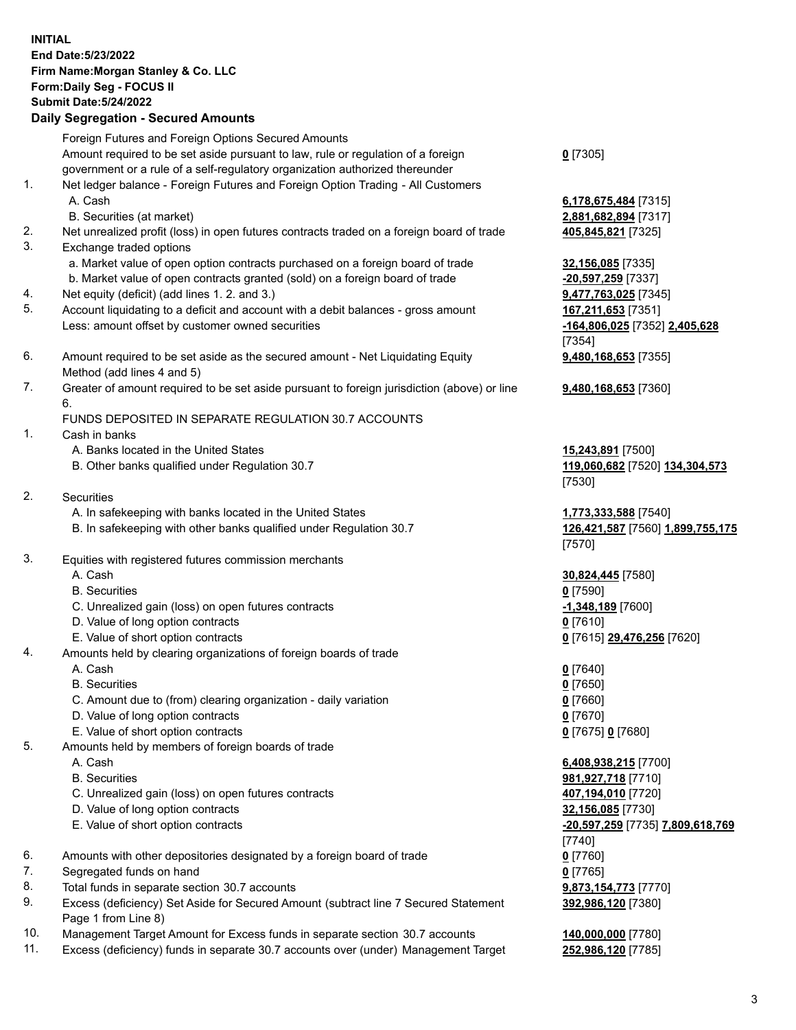**INITIAL**
**End Date:5/23/2022**
**Firm Name:Morgan Stanley & Co. LLC**
**Form:Daily Seg - FOCUS II**
**Submit Date:5/24/2022**

## Daily Segregation - Secured Amounts

| | | |
|---|---|---|
| | Foreign Futures and Foreign Options Secured Amounts | |
| | Amount required to be set aside pursuant to law, rule or regulation of a foreign government or a rule of a self-regulatory organization authorized thereunder | **0** [7305] |
| 1. | Net ledger balance - Foreign Futures and Foreign Option Trading - All Customers | |
| | A. Cash | **6,178,675,484** [7315] |
| | B. Securities (at market) | **2,881,682,894** [7317] |
| 2. | Net unrealized profit (loss) in open futures contracts traded on a foreign board of trade | **405,845,821** [7325] |
| 3. | Exchange traded options | |
| | a. Market value of open option contracts purchased on a foreign board of trade | **32,156,085** [7335] |
| | b. Market value of open contracts granted (sold) on a foreign board of trade | **-20,597,259** [7337] |
| 4. | Net equity (deficit) (add lines 1. 2. and 3.) | **9,477,763,025** [7345] |
| 5. | Account liquidating to a deficit and account with a debit balances - gross amount | **167,211,653** [7351] |
| | Less: amount offset by customer owned securities | **-164,806,025** [7352] **2,405,628** [7354] |
| 6. | Amount required to be set aside as the secured amount - Net Liquidating Equity Method (add lines 4 and 5) | **9,480,168,653** [7355] |
| 7. | Greater of amount required to be set aside pursuant to foreign jurisdiction (above) or line 6. | **9,480,168,653** [7360] |
| | FUNDS DEPOSITED IN SEPARATE REGULATION 30.7 ACCOUNTS | |
| 1. | Cash in banks | |
| | A. Banks located in the United States | **15,243,891** [7500] |
| | B. Other banks qualified under Regulation 30.7 | **119,060,682** [7520] **134,304,573** [7530] |
| 2. | Securities | |
| | A. In safekeeping with banks located in the United States | **1,773,333,588** [7540] |
| | B. In safekeeping with other banks qualified under Regulation 30.7 | **126,421,587** [7560] **1,899,755,175** [7570] |
| 3. | Equities with registered futures commission merchants | |
| | A. Cash | **30,824,445** [7580] |
| | B. Securities | **0** [7590] |
| | C. Unrealized gain (loss) on open futures contracts | **-1,348,189** [7600] |
| | D. Value of long option contracts | **0** [7610] |
| | E. Value of short option contracts | **0** [7615] **29,476,256** [7620] |
| 4. | Amounts held by clearing organizations of foreign boards of trade | |
| | A. Cash | **0** [7640] |
| | B. Securities | **0** [7650] |
| | C. Amount due to (from) clearing organization - daily variation | **0** [7660] |
| | D. Value of long option contracts | **0** [7670] |
| | E. Value of short option contracts | **0** [7675] **0** [7680] |
| 5. | Amounts held by members of foreign boards of trade | |
| | A. Cash | **6,408,938,215** [7700] |
| | B. Securities | **981,927,718** [7710] |
| | C. Unrealized gain (loss) on open futures contracts | **407,194,010** [7720] |
| | D. Value of long option contracts | **32,156,085** [7730] |
| | E. Value of short option contracts | **-20,597,259** [7735] **7,809,618,769** [7740] |
| 6. | Amounts with other depositories designated by a foreign board of trade | **0** [7760] |
| 7. | Segregated funds on hand | **0** [7765] |
| 8. | Total funds in separate section 30.7 accounts | **9,873,154,773** [7770] |
| 9. | Excess (deficiency) Set Aside for Secured Amount (subtract line 7 Secured Statement Page 1 from Line 8) | **392,986,120** [7380] |
| 10. | Management Target Amount for Excess funds in separate section 30.7 accounts | **140,000,000** [7780] |
| 11. | Excess (deficiency) funds in separate 30.7 accounts over (under) Management Target | **252,986,120** [7785] |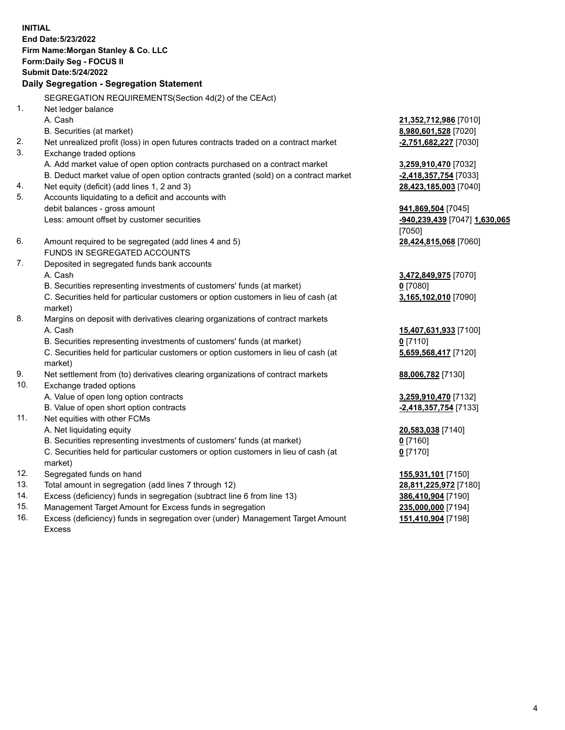**INITIAL**
**End Date:5/23/2022**
**Firm Name:Morgan Stanley & Co. LLC**
**Form:Daily Seg - FOCUS II**
**Submit Date:5/24/2022**

## Daily Segregation - Segregation Statement

SEGREGATION REQUIREMENTS(Section 4d(2) of the CEAct)

| | | |
|---|---|---|
| 1. | Net ledger balance | |
| | A. Cash | **21,352,712,986** [7010] |
| | B. Securities (at market) | **8,980,601,528** [7020] |
| 2. | Net unrealized profit (loss) in open futures contracts traded on a contract market | **-2,751,682,227** [7030] |
| 3. | Exchange traded options | |
| | A. Add market value of open option contracts purchased on a contract market | **3,259,910,470** [7032] |
| | B. Deduct market value of open option contracts granted (sold) on a contract market | **-2,418,357,754** [7033] |
| 4. | Net equity (deficit) (add lines 1, 2 and 3) | **28,423,185,003** [7040] |
| 5. | Accounts liquidating to a deficit and accounts with debit balances - gross amount | **941,869,504** [7045] |
| | Less: amount offset by customer securities | **-940,239,439** [7047] **1,630,065** [7050] |
| 6. | Amount required to be segregated (add lines 4 and 5) | **28,424,815,068** [7060] |
| | FUNDS IN SEGREGATED ACCOUNTS | |
| 7. | Deposited in segregated funds bank accounts | |
| | A. Cash | **3,472,849,975** [7070] |
| | B. Securities representing investments of customers' funds (at market) | **0** [7080] |
| | C. Securities held for particular customers or option customers in lieu of cash (at market) | **3,165,102,010** [7090] |
| 8. | Margins on deposit with derivatives clearing organizations of contract markets | |
| | A. Cash | **15,407,631,933** [7100] |
| | B. Securities representing investments of customers' funds (at market) | **0** [7110] |
| | C. Securities held for particular customers or option customers in lieu of cash (at market) | **5,659,568,417** [7120] |
| 9. | Net settlement from (to) derivatives clearing organizations of contract markets | **88,006,782** [7130] |
| 10. | Exchange traded options | |
| | A. Value of open long option contracts | **3,259,910,470** [7132] |
| | B. Value of open short option contracts | **-2,418,357,754** [7133] |
| 11. | Net equities with other FCMs | |
| | A. Net liquidating equity | **20,583,038** [7140] |
| | B. Securities representing investments of customers' funds (at market) | **0** [7160] |
| | C. Securities held for particular customers or option customers in lieu of cash (at market) | **0** [7170] |
| 12. | Segregated funds on hand | **155,931,101** [7150] |
| 13. | Total amount in segregation (add lines 7 through 12) | **28,811,225,972** [7180] |
| 14. | Excess (deficiency) funds in segregation (subtract line 6 from line 13) | **386,410,904** [7190] |
| 15. | Management Target Amount for Excess funds in segregation | **235,000,000** [7194] |
| 16. | Excess (deficiency) funds in segregation over (under) Management Target Amount Excess | **151,410,904** [7198] |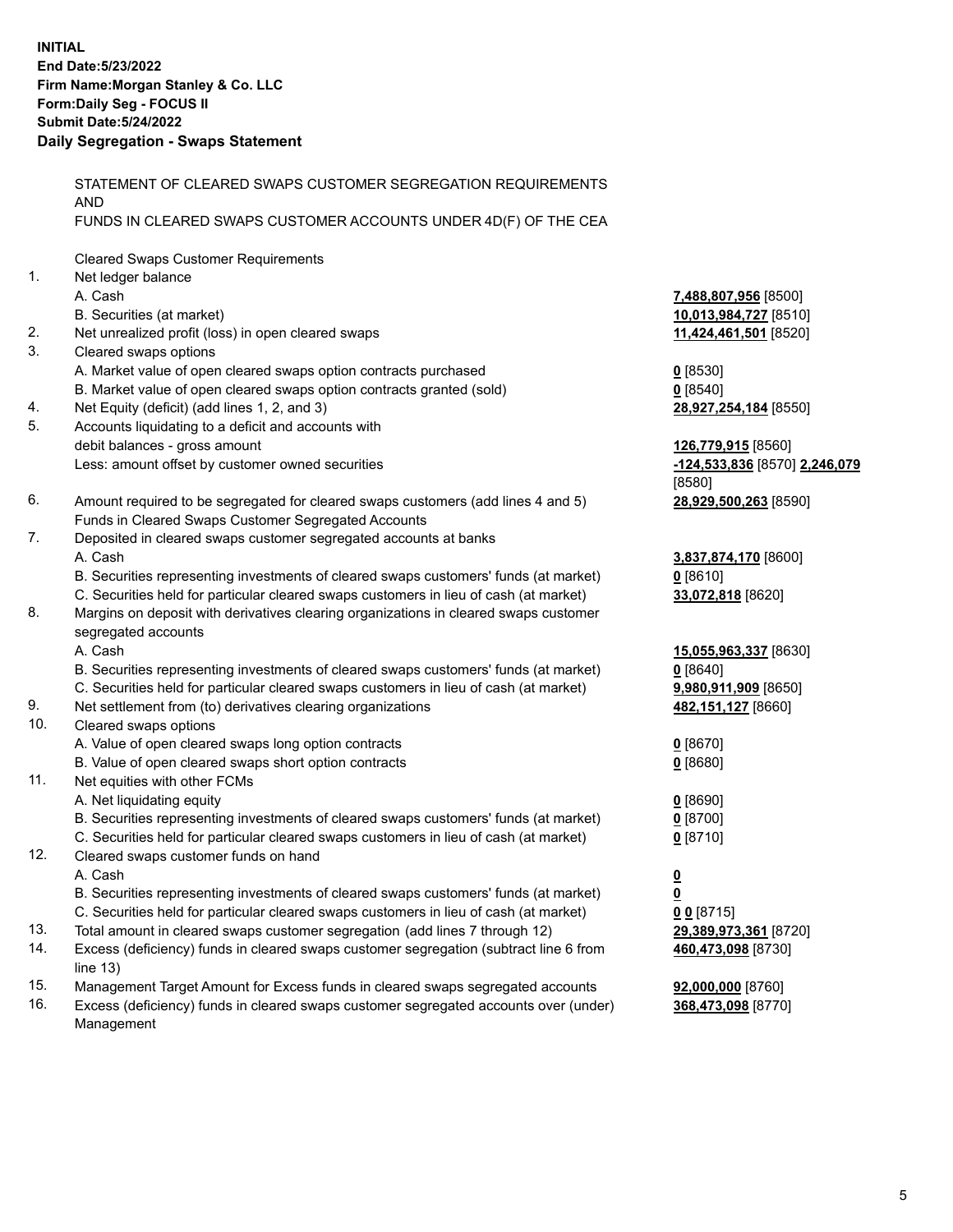**INITIAL**
**End Date:5/23/2022**
**Firm Name:Morgan Stanley & Co. LLC**
**Form:Daily Seg - FOCUS II**
**Submit Date:5/24/2022**
**Daily Segregation - Swaps Statement**

STATEMENT OF CLEARED SWAPS CUSTOMER SEGREGATION REQUIREMENTS AND
FUNDS IN CLEARED SWAPS CUSTOMER ACCOUNTS UNDER 4D(F) OF THE CEA

| | | |
|---|---|---|
| | Cleared Swaps Customer Requirements | |
| 1. | Net ledger balance | |
| | A. Cash | **7,488,807,956** [8500] |
| | B. Securities (at market) | **10,013,984,727** [8510] |
| 2. | Net unrealized profit (loss) in open cleared swaps | **11,424,461,501** [8520] |
| 3. | Cleared swaps options | |
| | A. Market value of open cleared swaps option contracts purchased | **0** [8530] |
| | B. Market value of open cleared swaps option contracts granted (sold) | **0** [8540] |
| 4. | Net Equity (deficit) (add lines 1, 2, and 3) | **28,927,254,184** [8550] |
| 5. | Accounts liquidating to a deficit and accounts with debit balances - gross amount | **126,779,915** [8560] |
| | Less: amount offset by customer owned securities | **-124,533,836** [8570] **2,246,079** [8580] |
| 6. | Amount required to be segregated for cleared swaps customers (add lines 4 and 5) | **28,929,500,263** [8590] |
| | Funds in Cleared Swaps Customer Segregated Accounts | |
| 7. | Deposited in cleared swaps customer segregated accounts at banks | |
| | A. Cash | **3,837,874,170** [8600] |
| | B. Securities representing investments of cleared swaps customers' funds (at market) | **0** [8610] |
| | C. Securities held for particular cleared swaps customers in lieu of cash (at market) | **33,072,818** [8620] |
| 8. | Margins on deposit with derivatives clearing organizations in cleared swaps customer segregated accounts | |
| | A. Cash | **15,055,963,337** [8630] |
| | B. Securities representing investments of cleared swaps customers' funds (at market) | **0** [8640] |
| | C. Securities held for particular cleared swaps customers in lieu of cash (at market) | **9,980,911,909** [8650] |
| 9. | Net settlement from (to) derivatives clearing organizations | **482,151,127** [8660] |
| 10. | Cleared swaps options | |
| | A. Value of open cleared swaps long option contracts | **0** [8670] |
| | B. Value of open cleared swaps short option contracts | **0** [8680] |
| 11. | Net equities with other FCMs | |
| | A. Net liquidating equity | **0** [8690] |
| | B. Securities representing investments of cleared swaps customers' funds (at market) | **0** [8700] |
| | C. Securities held for particular cleared swaps customers in lieu of cash (at market) | **0** [8710] |
| 12. | Cleared swaps customer funds on hand | |
| | A. Cash | **0** |
| | B. Securities representing investments of cleared swaps customers' funds (at market) | **0** |
| | C. Securities held for particular cleared swaps customers in lieu of cash (at market) | **0** **0** [8715] |
| 13. | Total amount in cleared swaps customer segregation (add lines 7 through 12) | **29,389,973,361** [8720] |
| 14. | Excess (deficiency) funds in cleared swaps customer segregation (subtract line 6 from line 13) | **460,473,098** [8730] |
| 15. | Management Target Amount for Excess funds in cleared swaps segregated accounts | **92,000,000** [8760] |
| 16. | Excess (deficiency) funds in cleared swaps customer segregated accounts over (under) Management | **368,473,098** [8770] |